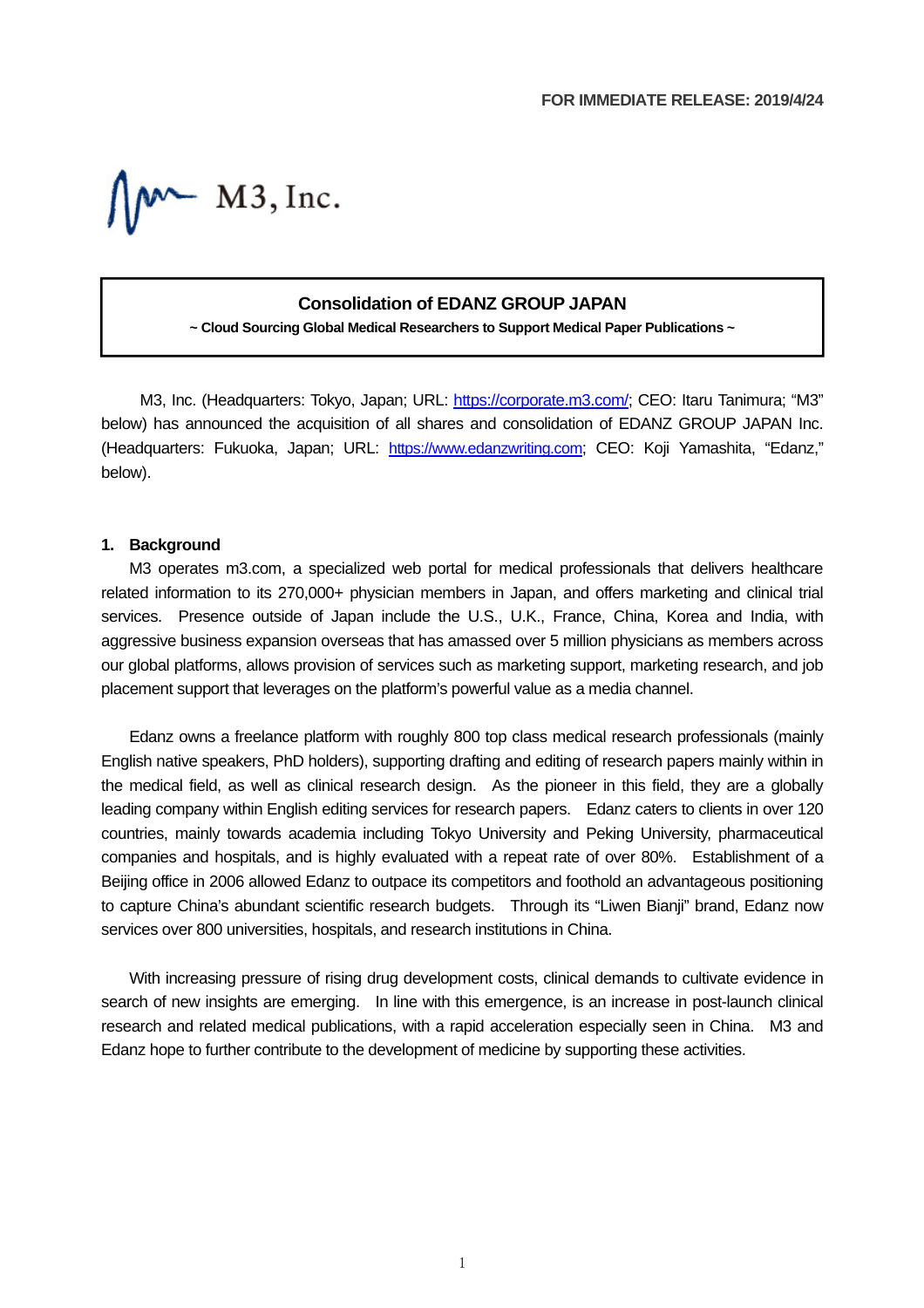FOR IMMEDIATE RELEASE: 2019/4/24

M3, Inc.

# Consolidation of EDANZ GROUP JAPAN

**~ Cloud Sourcing Global Medical Researchers to Support Medical Paper Publications ~**

M3, Inc. (Headquarters: Tokyo, Japan; URL: https://corporate.m3.com/; CEO: Itaru Tanimura; "M3" below) has announced the acquisition of all shares and consolidation of EDANZ GROUP JAPAN Inc. (Headquarters: Fukuoka, Japan; URL: https://www.edanzwriting.com; CEO: Koji Yamashita, "Edanz," below).

## 1. Background

M3 operates m3.com, a specialized web portal for medical professionals that delivers healthcare related information to its 270,000+ physician members in Japan, and offers marketing and clinical trial services. Presence outside of Japan include the U.S., U.K., France, China, Korea and India, with aggressive business expansion overseas that has amassed over 5 million physicians as members across our global platforms, allows provision of services such as marketing support, marketing research, and job placement support that leverages on the platform's powerful value as a media channel.

Edanz owns a freelance platform with roughly 800 top class medical research professionals (mainly English native speakers, PhD holders), supporting drafting and editing of research papers mainly within in the medical field, as well as clinical research design. As the pioneer in this field, they are a globally leading company within English editing services for research papers. Edanz caters to clients in over 120 countries, mainly towards academia including Tokyo University and Peking University, pharmaceutical companies and hospitals, and is highly evaluated with a repeat rate of over 80%. Establishment of a Beijing office in 2006 allowed Edanz to outpace its competitors and foothold an advantageous positioning to capture China's abundant scientific research budgets. Through its "Liwen Bianji" brand, Edanz now services over 800 universities, hospitals, and research institutions in China.

With increasing pressure of rising drug development costs, clinical demands to cultivate evidence in search of new insights are emerging. In line with this emergence, is an increase in post-launch clinical research and related medical publications, with a rapid acceleration especially seen in China. M3 and Edanz hope to further contribute to the development of medicine by supporting these activities.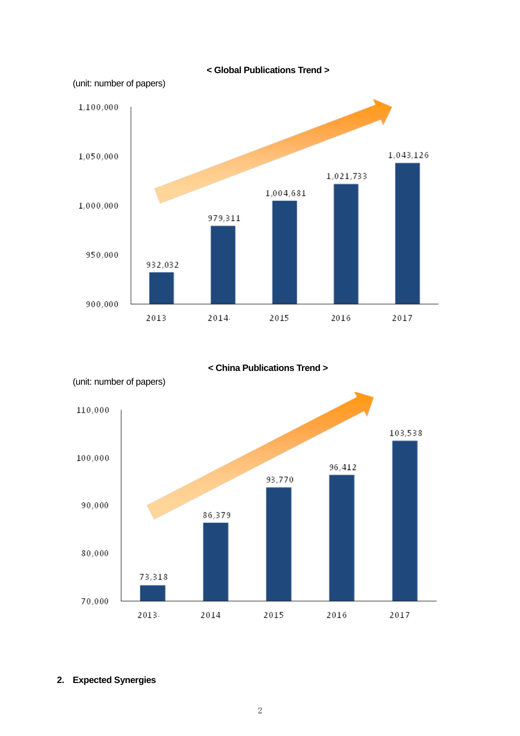< Global Publications Trend >

(unit: number of papers)

| Year | Number of papers |
| --- | --- |
| 2013 | 932,032 |
| 2014 | 979,311 |
| 2015 | 1,004,681 |
| 2016 | 1,021,733 |
| 2017 | 1,043,126 |

< China Publications Trend >

(unit: number of papers)

| Year | Number of papers |
| --- | --- |
| 2013 | 73,318 |
| 2014 | 86,379 |
| 2015 | 93,770 |
| 2016 | 96,412 |
| 2017 | 103,538 |

## 2. Expected Synergies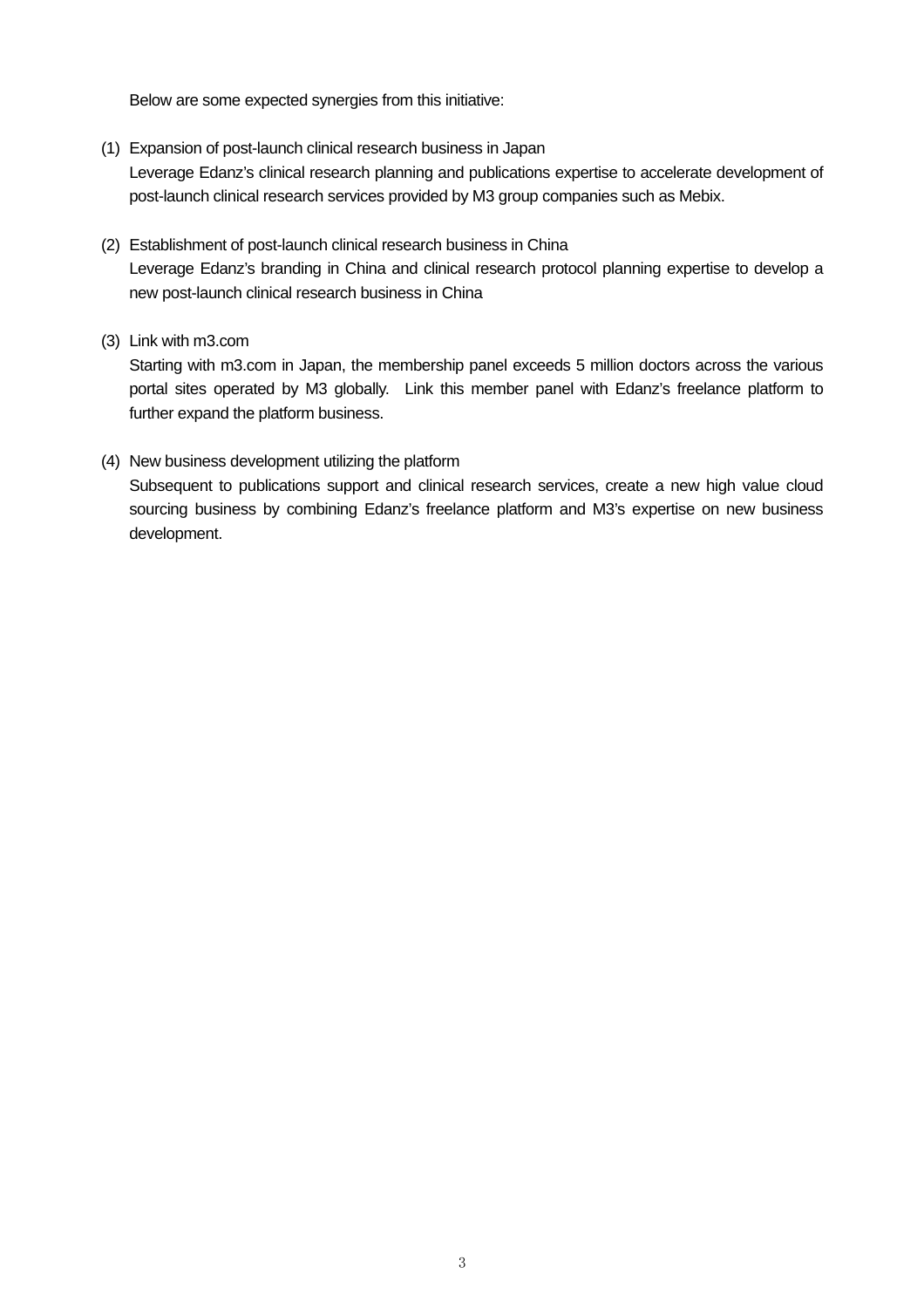Below are some expected synergies from this initiative:

(1) Expansion of post-launch clinical research business in Japan
Leverage Edanz's clinical research planning and publications expertise to accelerate development of post-launch clinical research services provided by M3 group companies such as Mebix.

(2) Establishment of post-launch clinical research business in China
Leverage Edanz's branding in China and clinical research protocol planning expertise to develop a new post-launch clinical research business in China

(3) Link with m3.com
Starting with m3.com in Japan, the membership panel exceeds 5 million doctors across the various portal sites operated by M3 globally. Link this member panel with Edanz's freelance platform to further expand the platform business.

(4) New business development utilizing the platform
Subsequent to publications support and clinical research services, create a new high value cloud sourcing business by combining Edanz's freelance platform and M3's expertise on new business development.